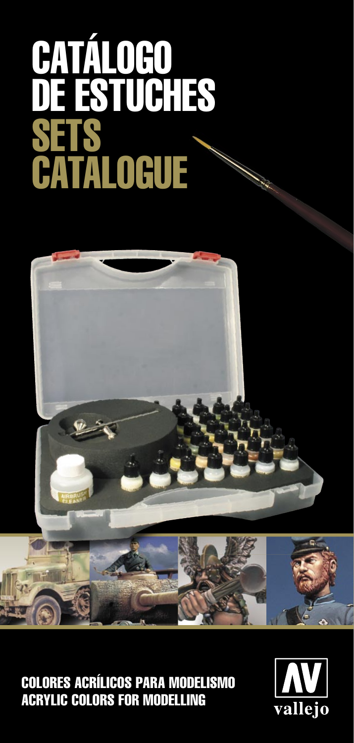# CATÁLOGO DE ESTUCHES

# SETS CATALOGUE

**COLORES ACRÍLICOS PARA MODELISMO**
**ACRYLIC COLORS FOR MODELLING**

AV vallejo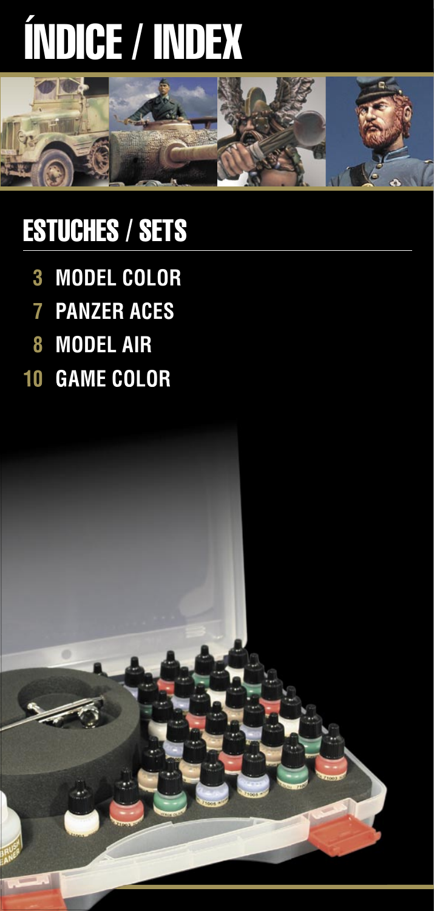# ÍNDICE / INDEX

## ESTUCHES / SETS

- 3 MODEL COLOR
- 7 PANZER ACES
- 8 MODEL AIR
- 10 GAME COLOR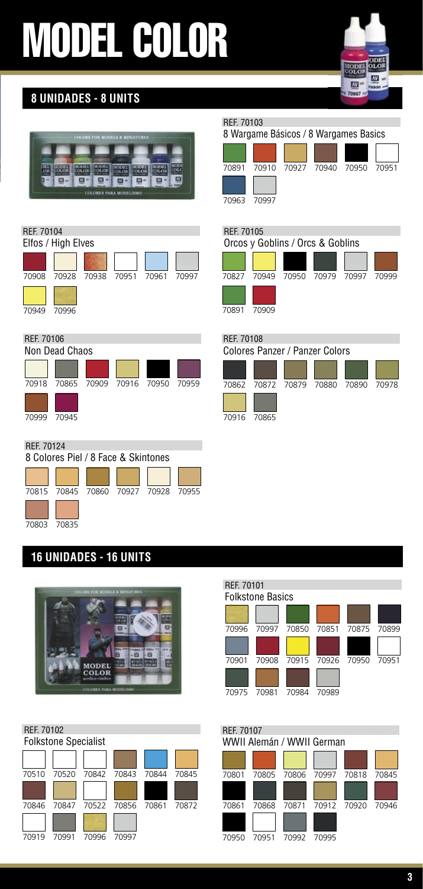# MODEL COLOR

## 8 UNIDADES - 8 UNITS

### REF. 70103
8 Wargame Básicos / 8 Wargames Basics

70891 70910 70927 70940 70950 70951
70963 70997

### REF. 70104
Elfos / High Elves

70908 70928 70938 70951 70961 70997
70949 70996

### REF. 70105
Orcos y Goblins / Orcs & Goblins

70827 70949 70950 70979 70997 70999
70891 70909

### REF. 70106
Non Dead Chaos

70918 70865 70909 70916 70950 70959
70999 70945

### REF. 70108
Colores Panzer / Panzer Colors

70862 70872 70879 70880 70890 70978
70916 70865

### REF. 70124
8 Colores Piel / 8 Face & Skintones

70815 70845 70860 70927 70928 70955
70803 70835

## 16 UNIDADES - 16 UNITS

### REF. 70101
Folkstone Basics

70996 70997 70850 70851 70875 70899
70901 70908 70915 70926 70950 70951
70975 70981 70984 70989

### REF. 70102
Folkstone Specialist

70510 70520 70842 70843 70844 70845
70846 70847 70522 70856 70861 70872
70919 70991 70996 70997

### REF. 70107
WWII Alemán / WWII German

70801 70805 70806 70997 70818 70845
70861 70868 70871 70912 70920 70946
70950 70951 70992 70995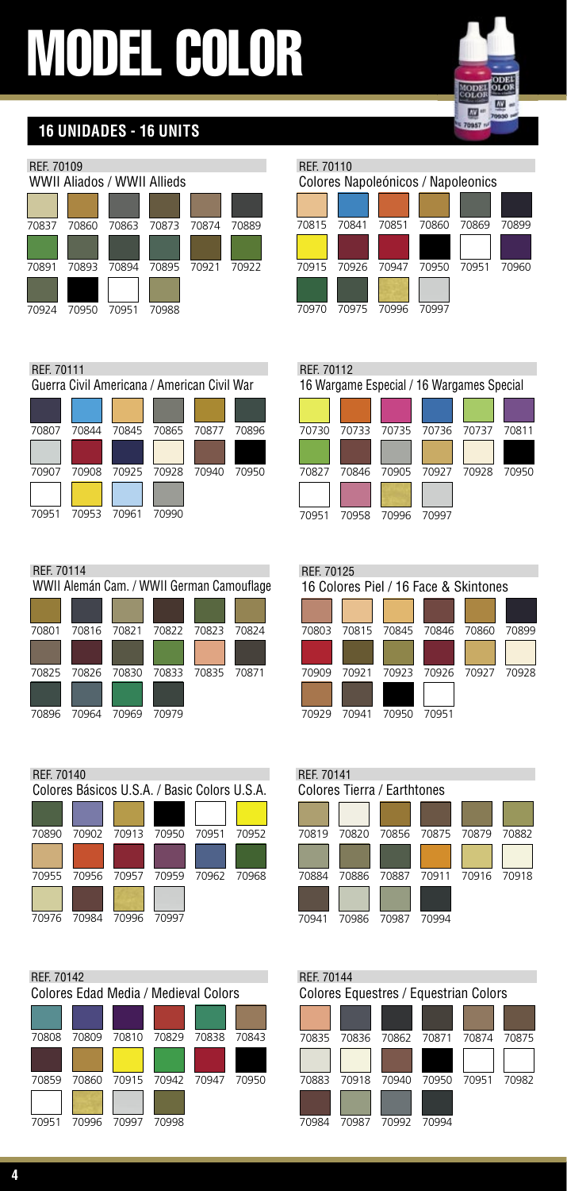# MODEL COLOR

## 16 UNIDADES - 16 UNITS

### REF. 70109
WWII Aliados / WWII Allieds

70837, 70860, 70863, 70873, 70874, 70889, 70891, 70893, 70894, 70895, 70921, 70922, 70924, 70950, 70951, 70988

### REF. 70110
Colores Napoleónicos / Napoleonics

70815, 70841, 70851, 70860, 70869, 70899, 70915, 70926, 70947, 70950, 70951, 70960, 70970, 70975, 70996, 70997

### REF. 70111
Guerra Civil Americana / American Civil War

70807, 70844, 70845, 70865, 70877, 70896, 70907, 70908, 70925, 70928, 70940, 70950, 70951, 70953, 70961, 70990

### REF. 70112
16 Wargame Especial / 16 Wargames Special

70730, 70733, 70735, 70736, 70737, 70811, 70827, 70846, 70905, 70927, 70928, 70950, 70951, 70958, 70996, 70997

### REF. 70114
WWII Alemán Cam. / WWII German Camouflage

70801, 70816, 70821, 70822, 70823, 70824, 70825, 70826, 70830, 70833, 70835, 70871, 70896, 70964, 70969, 70979

### REF. 70125
16 Colores Piel / 16 Face & Skintones

70803, 70815, 70845, 70846, 70860, 70899, 70909, 70921, 70923, 70926, 70927, 70928, 70929, 70941, 70950, 70951

### REF. 70140
Colores Básicos U.S.A. / Basic Colors U.S.A.

70890, 70902, 70913, 70950, 70951, 70952, 70955, 70956, 70957, 70959, 70962, 70968, 70976, 70984, 70996, 70997

### REF. 70141
Colores Tierra / Earthtones

70819, 70820, 70856, 70875, 70879, 70882, 70884, 70886, 70887, 70911, 70916, 70918, 70941, 70986, 70987, 70994

### REF. 70142
Colores Edad Media / Medieval Colors

70808, 70809, 70810, 70829, 70838, 70843, 70859, 70860, 70915, 70942, 70947, 70950, 70951, 70996, 70997, 70998

### REF. 70144
Colores Equestres / Equestrian Colors

70835, 70836, 70862, 70871, 70874, 70875, 70883, 70918, 70940, 70950, 70951, 70982, 70984, 70987, 70992, 70994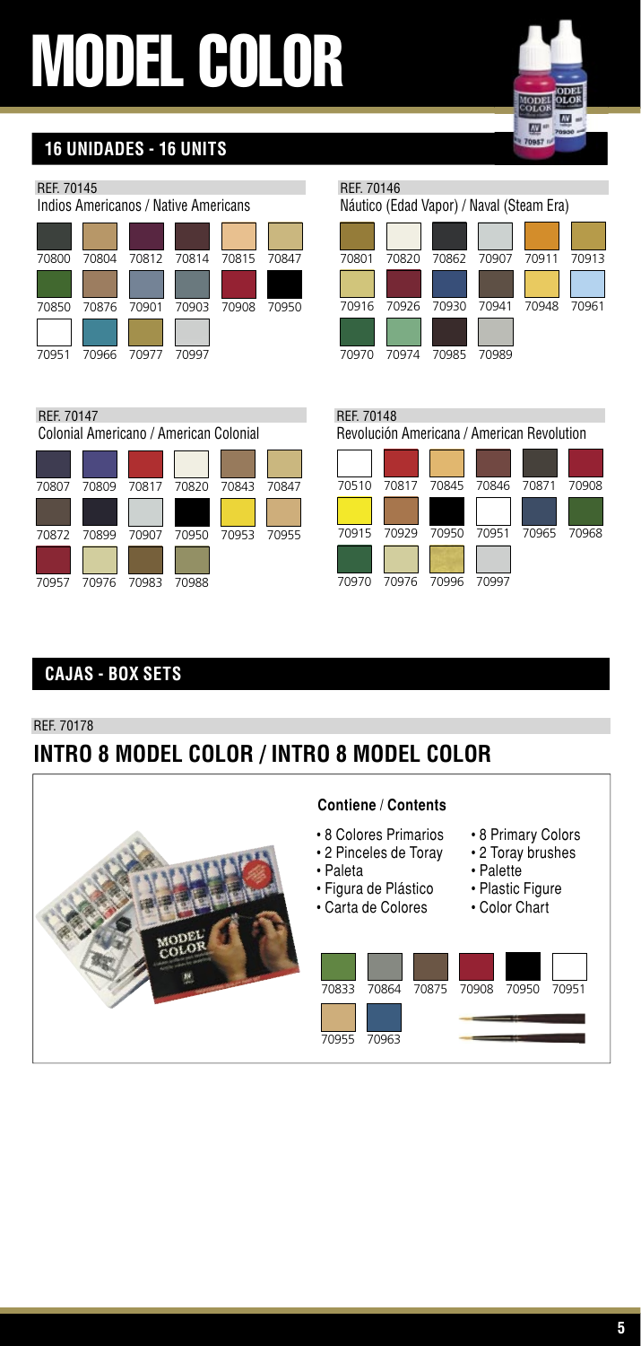# MODEL COLOR

## 16 UNIDADES - 16 UNITS

REF. 70145

Indios Americanos / Native Americans

70800 70804 70812 70814 70815 70847

70850 70876 70901 70903 70908 70950

70951 70966 70977 70997

REF. 70146

Náutico (Edad Vapor) / Naval (Steam Era)

70801 70820 70862 70907 70911 70913

70916 70926 70930 70941 70948 70961

70970 70974 70985 70989

REF. 70147

Colonial Americano / American Colonial

70807 70809 70817 70820 70843 70847

70872 70899 70907 70950 70953 70955

70957 70976 70983 70988

REF. 70148

Revolución Americana / American Revolution

70510 70817 70845 70846 70871 70908

70915 70929 70950 70951 70965 70968

70970 70976 70996 70997

## CAJAS - BOX SETS

REF. 70178

## INTRO 8 MODEL COLOR / INTRO 8 MODEL COLOR

**Contiene / Contents**

- 8 Colores Primarios
- 2 Pinceles de Toray
- Paleta
- Figura de Plástico
- Carta de Colores

- 8 Primary Colors
- 2 Toray brushes
- Palette
- Plastic Figure
- Color Chart

70833 70864 70875 70908 70950 70951

70955 70963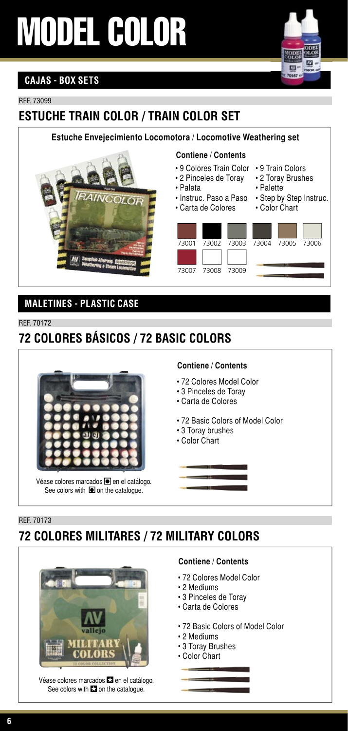# MODEL COLOR

## CAJAS - BOX SETS

REF. 73099

## ESTUCHE TRAIN COLOR / TRAIN COLOR SET

**Estuche Envejecimiento Locomotora / Locomotive Weathering set**

**Contiene / Contents**

- 9 Colores Train Color
- 2 Pinceles de Toray
- Paleta
- Instruc. Paso a Paso
- Carta de Colores

- 9 Train Colors
- 2 Toray Brushes
- Palette
- Step by Step Instruc.
- Color Chart

73001 73002 73003 73004 73005 73006

73007 73008 73009

## MALETINES - PLASTIC CASE

REF. 70172

## 72 COLORES BÁSICOS / 72 BASIC COLORS

Véase colores marcados ● en el catálogo.
See colors with ● on the catalogue.

**Contiene / Contents**

- 72 Colores Model Color
- 3 Pinceles de Toray
- Carta de Colores

- 72 Basic Colors of Model Color
- 3 Toray brushes
- Color Chart

REF. 70173

## 72 COLORES MILITARES / 72 MILITARY COLORS

Véase colores marcados ★ en el catálogo.
See colors with ★ on the catalogue.

**Contiene / Contents**

- 72 Colores Model Color
- 2 Mediums
- 3 Pinceles de Toray
- Carta de Colores

- 72 Basic Colors of Model Color
- 2 Mediums
- 3 Toray Brushes
- Color Chart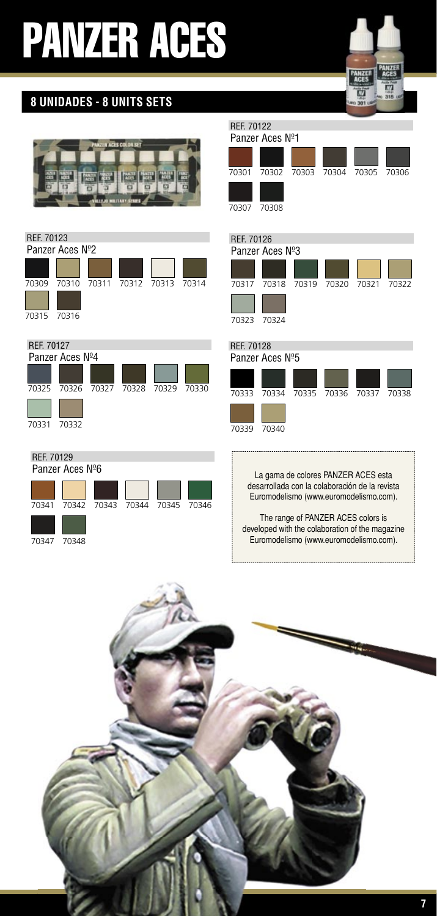# PANZER ACES

## 8 UNIDADES - 8 UNITS SETS

### REF. 70122
Panzer Aces Nº1

70301 70302 70303 70304 70305 70306

70307 70308

### REF. 70123
Panzer Aces Nº2

70309 70310 70311 70312 70313 70314

70315 70316

### REF. 70126
Panzer Aces Nº3

70317 70318 70319 70320 70321 70322

70323 70324

### REF. 70127
Panzer Aces Nº4

70325 70326 70327 70328 70329 70330

70331 70332

### REF. 70128
Panzer Aces Nº5

70333 70334 70335 70336 70337 70338

70339 70340

### REF. 70129
Panzer Aces Nº6

70341 70342 70343 70344 70345 70346

70347 70348

La gama de colores PANZER ACES esta desarrollada con la colaboración de la revista Euromodelismo (www.euromodelismo.com).

The range of PANZER ACES colors is developed with the colaboration of the magazine Euromodelismo (www.euromodelismo.com).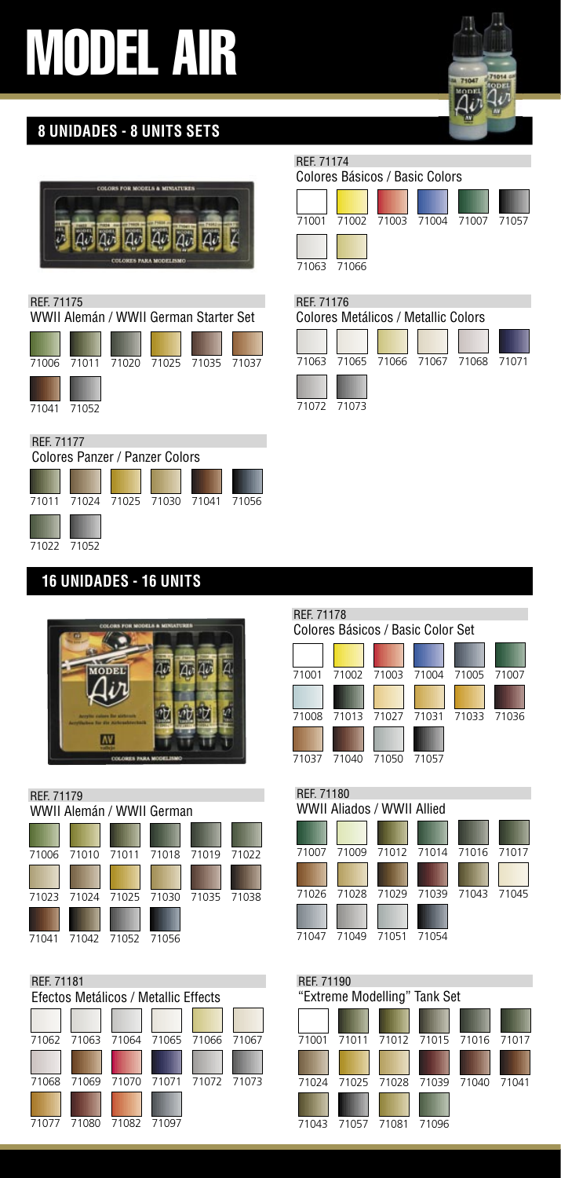# MODEL AIR

## 8 UNIDADES - 8 UNITS SETS

### REF. 71174
Colores Básicos / Basic Colors

71001 71002 71003 71004 71007 71057
71063 71066

### REF. 71175
WWII Alemán / WWII German Starter Set

71006 71011 71020 71025 71035 71037
71041 71052

### REF. 71176
Colores Metálicos / Metallic Colors

71063 71065 71066 71067 71068 71071
71072 71073

### REF. 71177
Colores Panzer / Panzer Colors

71011 71024 71025 71030 71041 71056
71022 71052

## 16 UNIDADES - 16 UNITS

### REF. 71178
Colores Básicos / Basic Color Set

71001 71002 71003 71004 71005 71007
71008 71013 71027 71031 71033 71036
71037 71040 71050 71057

### REF. 71179
WWII Alemán / WWII German

71006 71010 71011 71018 71019 71022
71023 71024 71025 71030 71035 71038
71041 71042 71052 71056

### REF. 71180
WWII Aliados / WWII Allied

71007 71009 71012 71014 71016 71017
71026 71028 71029 71039 71043 71045
71047 71049 71051 71054

### REF. 71181
Efectos Metálicos / Metallic Effects

71062 71063 71064 71065 71066 71067
71068 71069 71070 71071 71072 71073
71077 71080 71082 71097

### REF. 71190
"Extreme Modelling" Tank Set

71001 71011 71012 71015 71016 71017
71024 71025 71028 71039 71040 71041
71043 71057 71081 71096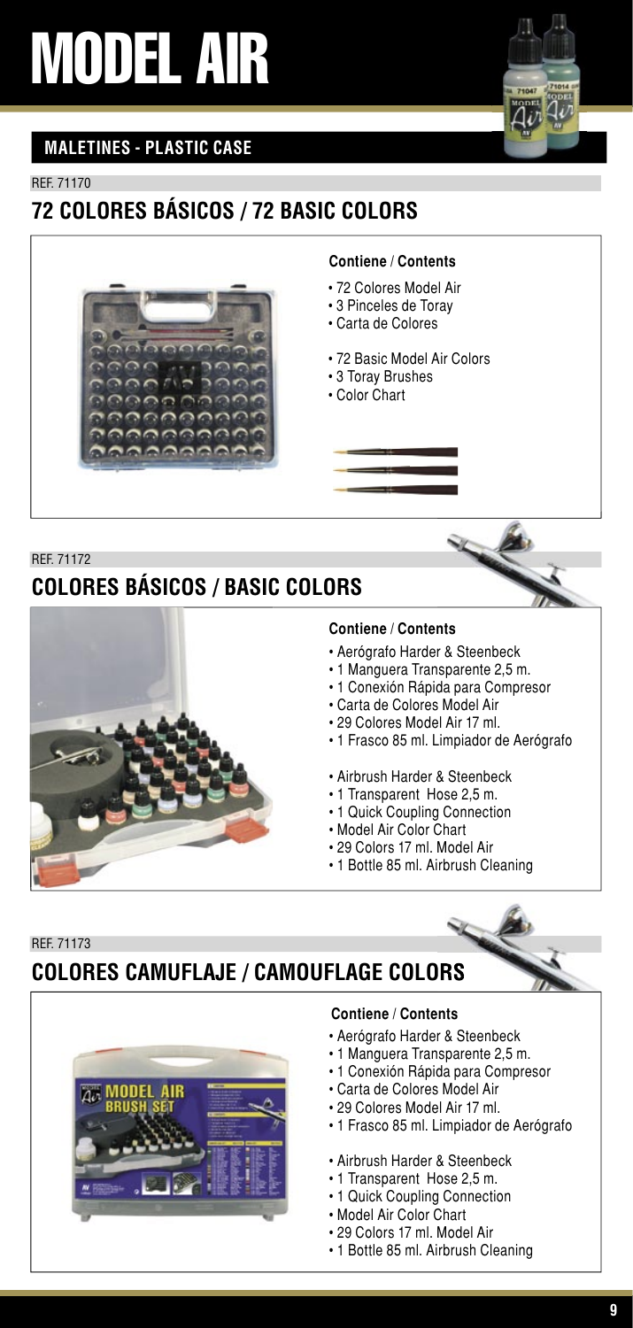# MODEL AIR

## MALETINES - PLASTIC CASE

REF. 71170

### 72 COLORES BÁSICOS / 72 BASIC COLORS

**Contiene / Contents**

- 72 Colores Model Air
- 3 Pinceles de Toray
- Carta de Colores

- 72 Basic Model Air Colors
- 3 Toray Brushes
- Color Chart

REF. 71172

### COLORES BÁSICOS / BASIC COLORS

**Contiene / Contents**

- Aerógrafo Harder & Steenbeck
- 1 Manguera Transparente 2,5 m.
- 1 Conexión Rápida para Compresor
- Carta de Colores Model Air
- 29 Colores Model Air 17 ml.
- 1 Frasco 85 ml. Limpiador de Aerógrafo

- Airbrush Harder & Steenbeck
- 1 Transparent Hose 2,5 m.
- 1 Quick Coupling Connection
- Model Air Color Chart
- 29 Colors 17 ml. Model Air
- 1 Bottle 85 ml. Airbrush Cleaning

REF. 71173

### COLORES CAMUFLAJE / CAMOUFLAGE COLORS

**Contiene / Contents**

- Aerógrafo Harder & Steenbeck
- 1 Manguera Transparente 2,5 m.
- 1 Conexión Rápida para Compresor
- Carta de Colores Model Air
- 29 Colores Model Air 17 ml.
- 1 Frasco 85 ml. Limpiador de Aerógrafo

- Airbrush Harder & Steenbeck
- 1 Transparent Hose 2,5 m.
- 1 Quick Coupling Connection
- Model Air Color Chart
- 29 Colors 17 ml. Model Air
- 1 Bottle 85 ml. Airbrush Cleaning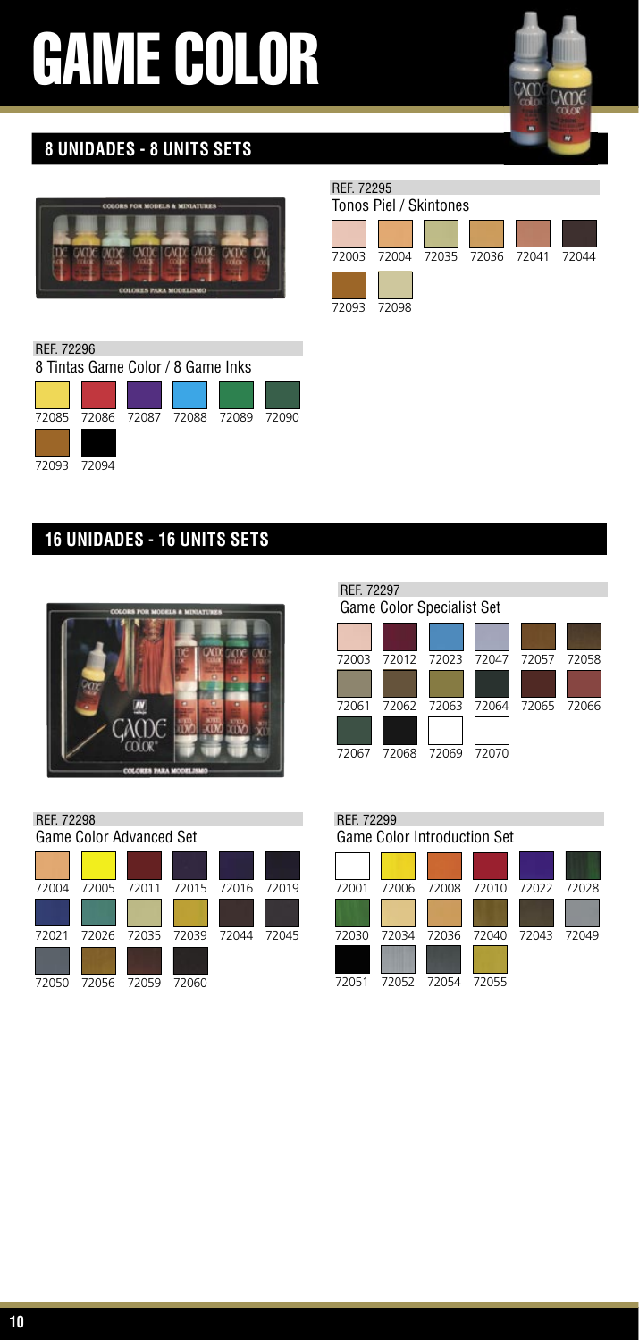# GAME COLOR

## 8 UNIDADES - 8 UNITS SETS

REF. 72295
Tonos Piel / Skintones

72003 72004 72035 72036 72041 72044
72093 72098

REF. 72296
8 Tintas Game Color / 8 Game Inks

72085 72086 72087 72088 72089 72090
72093 72094

## 16 UNIDADES - 16 UNITS SETS

REF. 72297
Game Color Specialist Set

72003 72012 72023 72047 72057 72058
72061 72062 72063 72064 72065 72066
72067 72068 72069 72070

REF. 72298
Game Color Advanced Set

72004 72005 72011 72015 72016 72019
72021 72026 72035 72039 72044 72045
72050 72056 72059 72060

REF. 72299
Game Color Introduction Set

72001 72006 72008 72010 72022 72028
72030 72034 72036 72040 72043 72049
72051 72052 72054 72055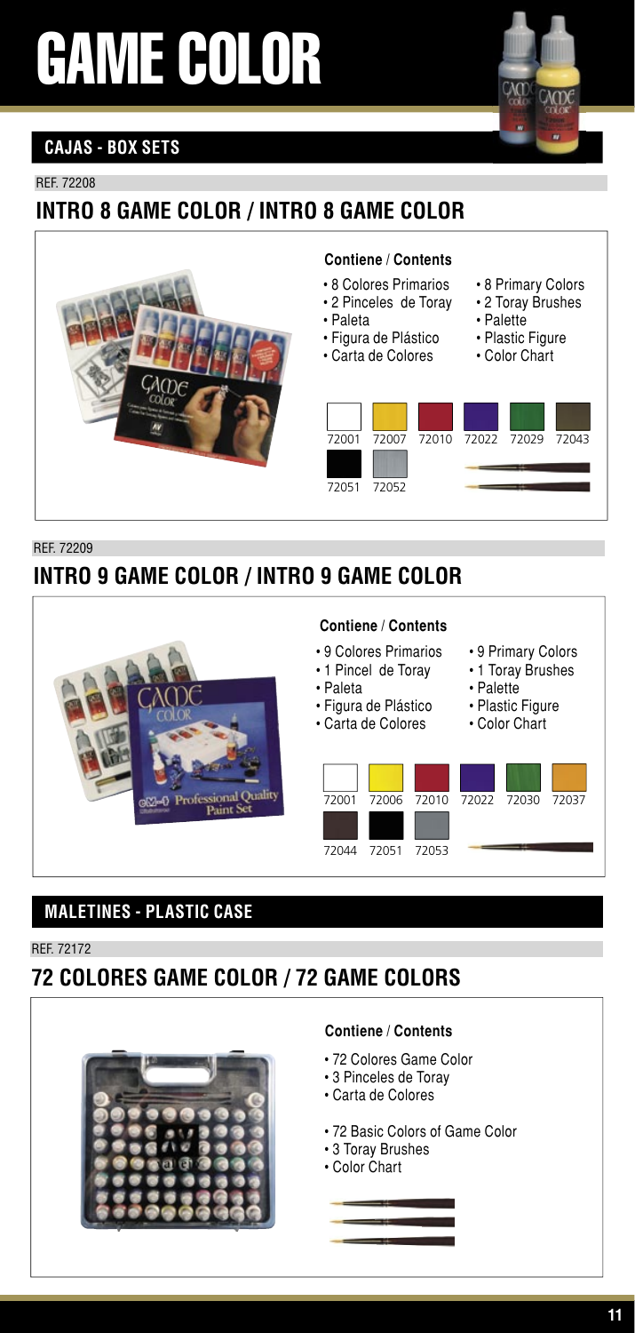# GAME COLOR

## CAJAS - BOX SETS

REF. 72208

### INTRO 8 GAME COLOR / INTRO 8 GAME COLOR

**Contiene / Contents**

- 8 Colores Primarios
- 2 Pinceles de Toray
- Paleta
- Figura de Plástico
- Carta de Colores

- 8 Primary Colors
- 2 Toray Brushes
- Palette
- Plastic Figure
- Color Chart

72001 72007 72010 72022 72029 72043

72051 72052

REF. 72209

### INTRO 9 GAME COLOR / INTRO 9 GAME COLOR

**Contiene / Contents**

- 9 Colores Primarios
- 1 Pincel de Toray
- Paleta
- Figura de Plástico
- Carta de Colores

- 9 Primary Colors
- 1 Toray Brushes
- Palette
- Plastic Figure
- Color Chart

72001 72006 72010 72022 72030 72037

72044 72051 72053

## MALETINES - PLASTIC CASE

REF. 72172

### 72 COLORES GAME COLOR / 72 GAME COLORS

**Contiene / Contents**

- 72 Colores Game Color
- 3 Pinceles de Toray
- Carta de Colores

- 72 Basic Colors of Game Color
- 3 Toray Brushes
- Color Chart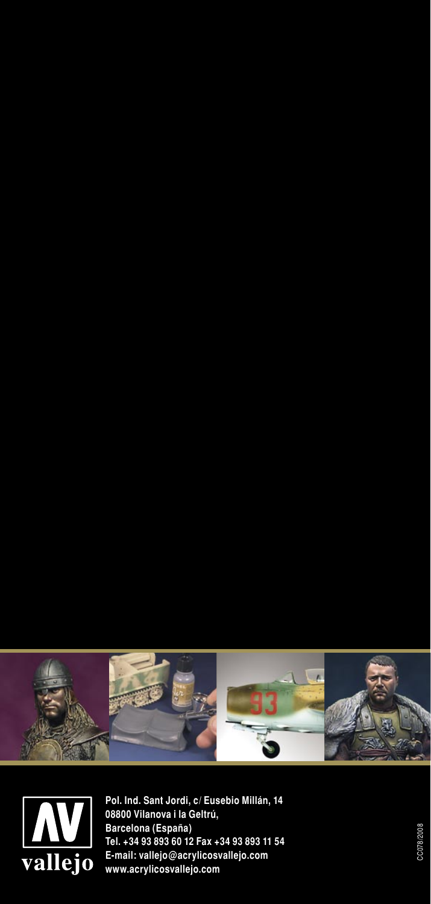vallejo

**Pol. Ind. Sant Jordi, c/ Eusebio Millán, 14**
**08800 Vilanova i la Geltrú,**
**Barcelona (España)**
**Tel. +34 93 893 60 12 Fax +34 93 893 11 54**
**E-mail: vallejo@acrylicosvallejo.com**
**www.acrylicosvallejo.com**

CC078/2008